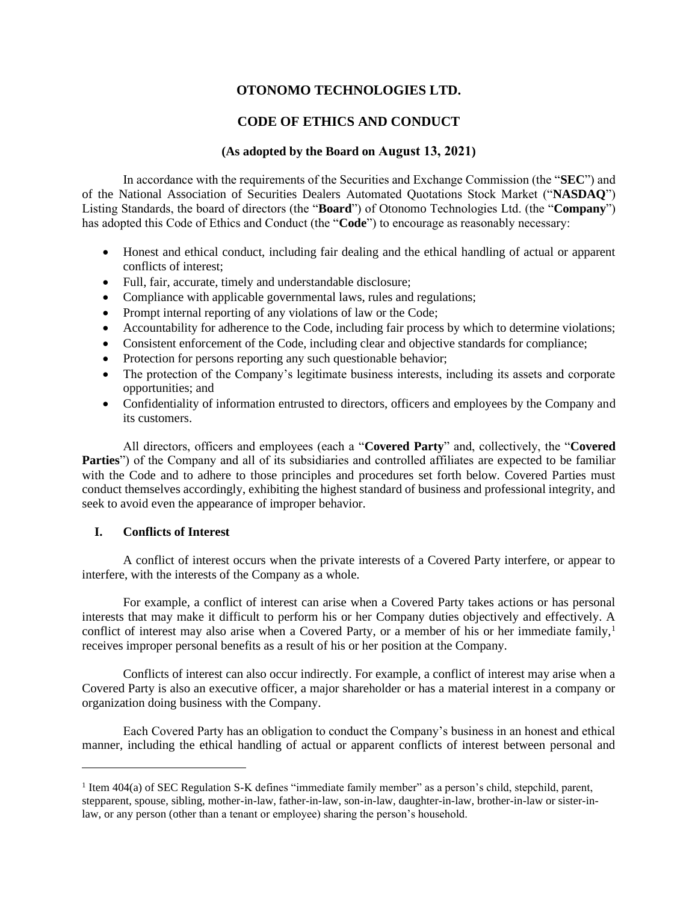# OTONOMO TECHNOLOGIES LTD.

## CODE OF ETHICS AND CONDUCT

### (As adopted by the Board on August 13, 2021)

In accordance with the requirements of the Securities and Exchange Commission (the "**SEC**") and of the National Association of Securities Dealers Automated Quotations Stock Market ("**NASDAQ**") Listing Standards, the board of directors (the "**Board**") of Otonomo Technologies Ltd. (the "**Company**") has adopted this Code of Ethics and Conduct (the "**Code**") to encourage as reasonably necessary:

- Honest and ethical conduct, including fair dealing and the ethical handling of actual or apparent conflicts of interest;
- Full, fair, accurate, timely and understandable disclosure;
- Compliance with applicable governmental laws, rules and regulations;
- Prompt internal reporting of any violations of law or the Code;
- Accountability for adherence to the Code, including fair process by which to determine violations;
- Consistent enforcement of the Code, including clear and objective standards for compliance;
- Protection for persons reporting any such questionable behavior;
- The protection of the Company's legitimate business interests, including its assets and corporate opportunities; and
- Confidentiality of information entrusted to directors, officers and employees by the Company and its customers.

All directors, officers and employees (each a "**Covered Party**" and, collectively, the "**Covered Parties**") of the Company and all of its subsidiaries and controlled affiliates are expected to be familiar with the Code and to adhere to those principles and procedures set forth below. Covered Parties must conduct themselves accordingly, exhibiting the highest standard of business and professional integrity, and seek to avoid even the appearance of improper behavior.

## I. Conflicts of Interest

A conflict of interest occurs when the private interests of a Covered Party interfere, or appear to interfere, with the interests of the Company as a whole.

For example, a conflict of interest can arise when a Covered Party takes actions or has personal interests that may make it difficult to perform his or her Company duties objectively and effectively. A conflict of interest may also arise when a Covered Party, or a member of his or her immediate family,[1] receives improper personal benefits as a result of his or her position at the Company.

Conflicts of interest can also occur indirectly. For example, a conflict of interest may arise when a Covered Party is also an executive officer, a major shareholder or has a material interest in a company or organization doing business with the Company.

Each Covered Party has an obligation to conduct the Company's business in an honest and ethical manner, including the ethical handling of actual or apparent conflicts of interest between personal and

---

[1] Item 404(a) of SEC Regulation S-K defines "immediate family member" as a person's child, stepchild, parent, stepparent, spouse, sibling, mother-in-law, father-in-law, son-in-law, daughter-in-law, brother-in-law or sister-in-law, or any person (other than a tenant or employee) sharing the person's household.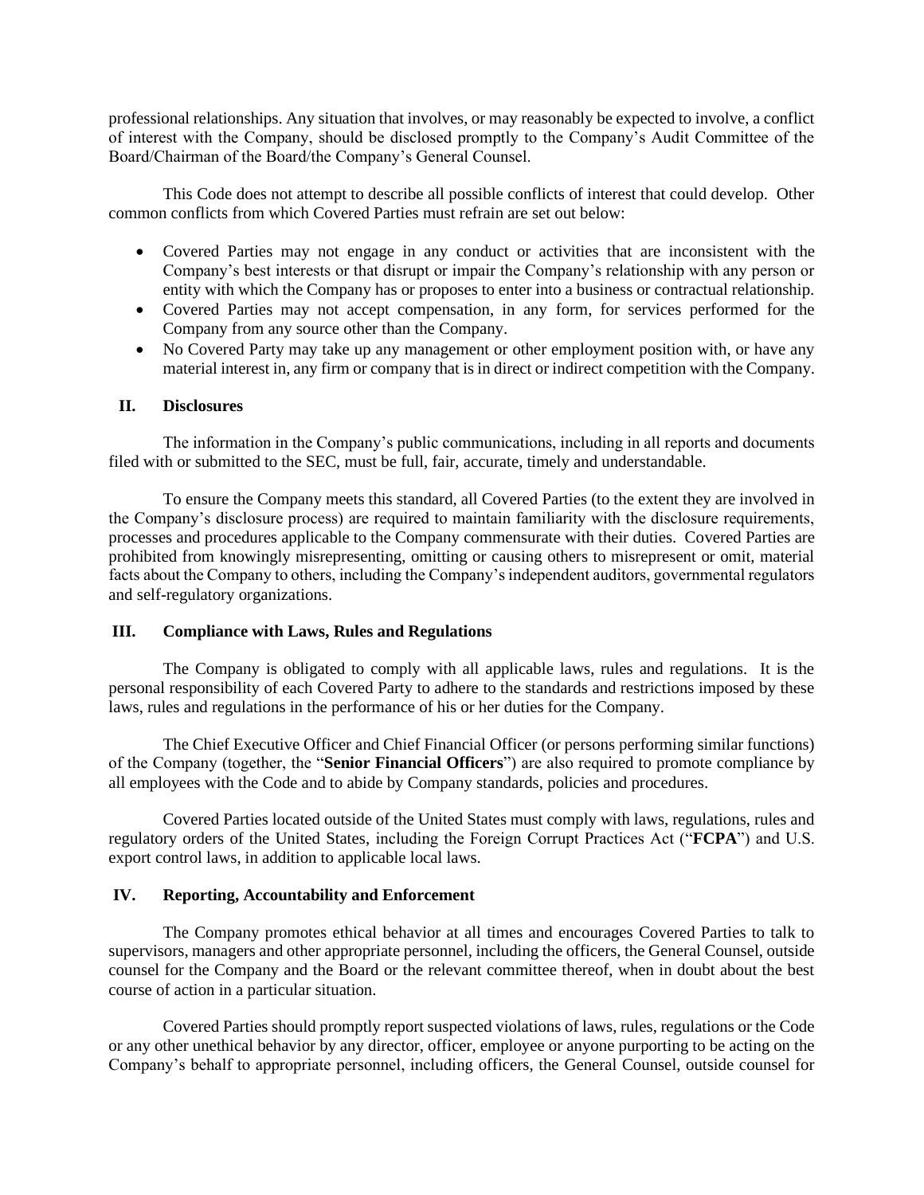professional relationships. Any situation that involves, or may reasonably be expected to involve, a conflict of interest with the Company, should be disclosed promptly to the Company's Audit Committee of the Board/Chairman of the Board/the Company's General Counsel.

This Code does not attempt to describe all possible conflicts of interest that could develop. Other common conflicts from which Covered Parties must refrain are set out below:

- Covered Parties may not engage in any conduct or activities that are inconsistent with the Company's best interests or that disrupt or impair the Company's relationship with any person or entity with which the Company has or proposes to enter into a business or contractual relationship.
- Covered Parties may not accept compensation, in any form, for services performed for the Company from any source other than the Company.
- No Covered Party may take up any management or other employment position with, or have any material interest in, any firm or company that is in direct or indirect competition with the Company.

## II. Disclosures

The information in the Company's public communications, including in all reports and documents filed with or submitted to the SEC, must be full, fair, accurate, timely and understandable.

To ensure the Company meets this standard, all Covered Parties (to the extent they are involved in the Company's disclosure process) are required to maintain familiarity with the disclosure requirements, processes and procedures applicable to the Company commensurate with their duties. Covered Parties are prohibited from knowingly misrepresenting, omitting or causing others to misrepresent or omit, material facts about the Company to others, including the Company's independent auditors, governmental regulators and self-regulatory organizations.

## III. Compliance with Laws, Rules and Regulations

The Company is obligated to comply with all applicable laws, rules and regulations. It is the personal responsibility of each Covered Party to adhere to the standards and restrictions imposed by these laws, rules and regulations in the performance of his or her duties for the Company.

The Chief Executive Officer and Chief Financial Officer (or persons performing similar functions) of the Company (together, the "**Senior Financial Officers**") are also required to promote compliance by all employees with the Code and to abide by Company standards, policies and procedures.

Covered Parties located outside of the United States must comply with laws, regulations, rules and regulatory orders of the United States, including the Foreign Corrupt Practices Act ("**FCPA**") and U.S. export control laws, in addition to applicable local laws.

## IV. Reporting, Accountability and Enforcement

The Company promotes ethical behavior at all times and encourages Covered Parties to talk to supervisors, managers and other appropriate personnel, including the officers, the General Counsel, outside counsel for the Company and the Board or the relevant committee thereof, when in doubt about the best course of action in a particular situation.

Covered Parties should promptly report suspected violations of laws, rules, regulations or the Code or any other unethical behavior by any director, officer, employee or anyone purporting to be acting on the Company's behalf to appropriate personnel, including officers, the General Counsel, outside counsel for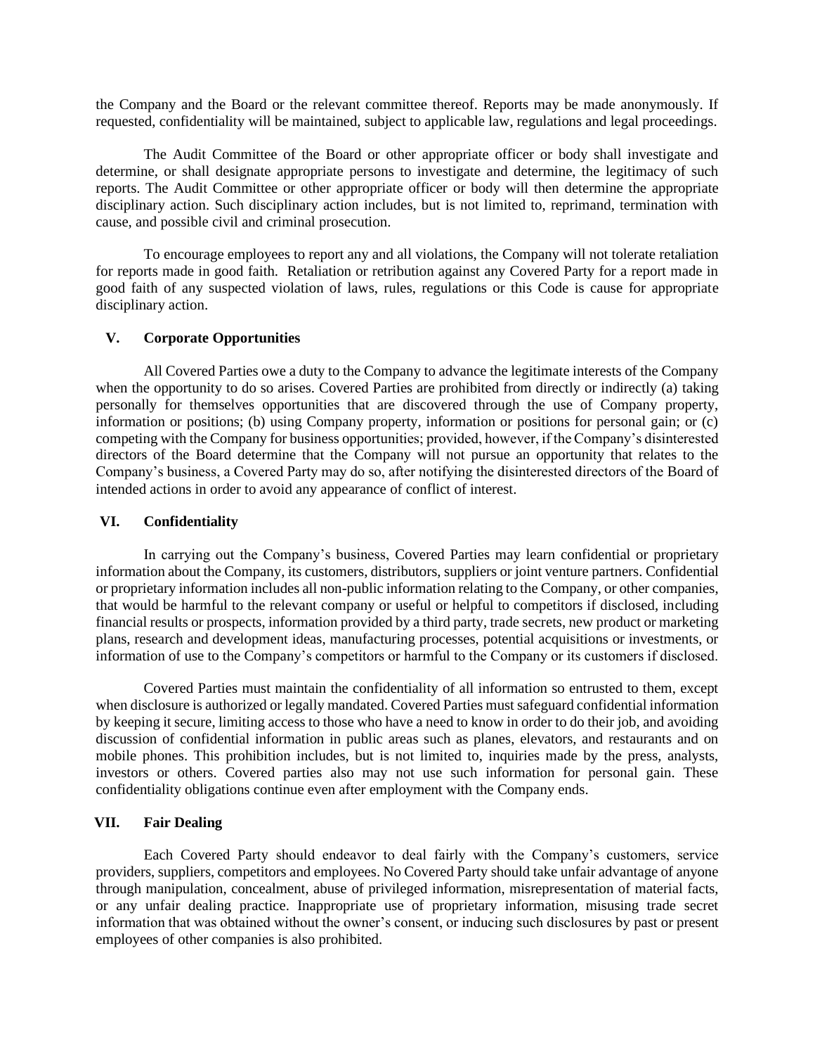the Company and the Board or the relevant committee thereof. Reports may be made anonymously. If requested, confidentiality will be maintained, subject to applicable law, regulations and legal proceedings.

The Audit Committee of the Board or other appropriate officer or body shall investigate and determine, or shall designate appropriate persons to investigate and determine, the legitimacy of such reports. The Audit Committee or other appropriate officer or body will then determine the appropriate disciplinary action. Such disciplinary action includes, but is not limited to, reprimand, termination with cause, and possible civil and criminal prosecution.

To encourage employees to report any and all violations, the Company will not tolerate retaliation for reports made in good faith. Retaliation or retribution against any Covered Party for a report made in good faith of any suspected violation of laws, rules, regulations or this Code is cause for appropriate disciplinary action.

## V. Corporate Opportunities

All Covered Parties owe a duty to the Company to advance the legitimate interests of the Company when the opportunity to do so arises. Covered Parties are prohibited from directly or indirectly (a) taking personally for themselves opportunities that are discovered through the use of Company property, information or positions; (b) using Company property, information or positions for personal gain; or (c) competing with the Company for business opportunities; provided, however, if the Company's disinterested directors of the Board determine that the Company will not pursue an opportunity that relates to the Company's business, a Covered Party may do so, after notifying the disinterested directors of the Board of intended actions in order to avoid any appearance of conflict of interest.

## VI. Confidentiality

In carrying out the Company's business, Covered Parties may learn confidential or proprietary information about the Company, its customers, distributors, suppliers or joint venture partners. Confidential or proprietary information includes all non-public information relating to the Company, or other companies, that would be harmful to the relevant company or useful or helpful to competitors if disclosed, including financial results or prospects, information provided by a third party, trade secrets, new product or marketing plans, research and development ideas, manufacturing processes, potential acquisitions or investments, or information of use to the Company's competitors or harmful to the Company or its customers if disclosed.

Covered Parties must maintain the confidentiality of all information so entrusted to them, except when disclosure is authorized or legally mandated. Covered Parties must safeguard confidential information by keeping it secure, limiting access to those who have a need to know in order to do their job, and avoiding discussion of confidential information in public areas such as planes, elevators, and restaurants and on mobile phones. This prohibition includes, but is not limited to, inquiries made by the press, analysts, investors or others. Covered parties also may not use such information for personal gain. These confidentiality obligations continue even after employment with the Company ends.

## VII. Fair Dealing

Each Covered Party should endeavor to deal fairly with the Company's customers, service providers, suppliers, competitors and employees. No Covered Party should take unfair advantage of anyone through manipulation, concealment, abuse of privileged information, misrepresentation of material facts, or any unfair dealing practice. Inappropriate use of proprietary information, misusing trade secret information that was obtained without the owner's consent, or inducing such disclosures by past or present employees of other companies is also prohibited.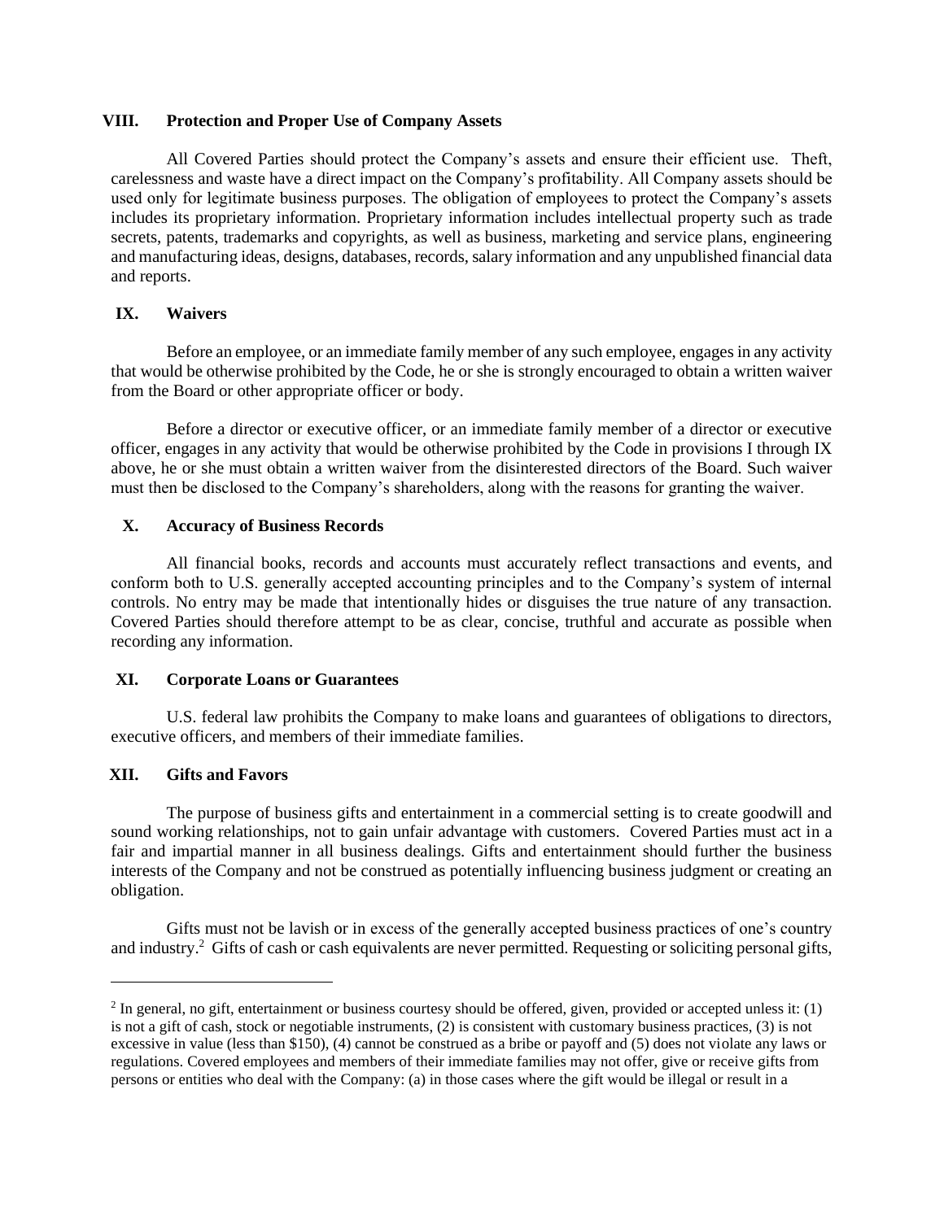## VIII. Protection and Proper Use of Company Assets

All Covered Parties should protect the Company's assets and ensure their efficient use. Theft, carelessness and waste have a direct impact on the Company's profitability. All Company assets should be used only for legitimate business purposes. The obligation of employees to protect the Company's assets includes its proprietary information. Proprietary information includes intellectual property such as trade secrets, patents, trademarks and copyrights, as well as business, marketing and service plans, engineering and manufacturing ideas, designs, databases, records, salary information and any unpublished financial data and reports.

## IX. Waivers

Before an employee, or an immediate family member of any such employee, engages in any activity that would be otherwise prohibited by the Code, he or she is strongly encouraged to obtain a written waiver from the Board or other appropriate officer or body.

Before a director or executive officer, or an immediate family member of a director or executive officer, engages in any activity that would be otherwise prohibited by the Code in provisions I through IX above, he or she must obtain a written waiver from the disinterested directors of the Board. Such waiver must then be disclosed to the Company's shareholders, along with the reasons for granting the waiver.

## X. Accuracy of Business Records

All financial books, records and accounts must accurately reflect transactions and events, and conform both to U.S. generally accepted accounting principles and to the Company's system of internal controls. No entry may be made that intentionally hides or disguises the true nature of any transaction. Covered Parties should therefore attempt to be as clear, concise, truthful and accurate as possible when recording any information.

## XI. Corporate Loans or Guarantees

U.S. federal law prohibits the Company to make loans and guarantees of obligations to directors, executive officers, and members of their immediate families.

## XII. Gifts and Favors

The purpose of business gifts and entertainment in a commercial setting is to create goodwill and sound working relationships, not to gain unfair advantage with customers. Covered Parties must act in a fair and impartial manner in all business dealings. Gifts and entertainment should further the business interests of the Company and not be construed as potentially influencing business judgment or creating an obligation.

Gifts must not be lavish or in excess of the generally accepted business practices of one's country and industry.[2] Gifts of cash or cash equivalents are never permitted. Requesting or soliciting personal gifts,

---

[2] In general, no gift, entertainment or business courtesy should be offered, given, provided or accepted unless it: (1) is not a gift of cash, stock or negotiable instruments, (2) is consistent with customary business practices, (3) is not excessive in value (less than $150), (4) cannot be construed as a bribe or payoff and (5) does not violate any laws or regulations. Covered employees and members of their immediate families may not offer, give or receive gifts from persons or entities who deal with the Company: (a) in those cases where the gift would be illegal or result in a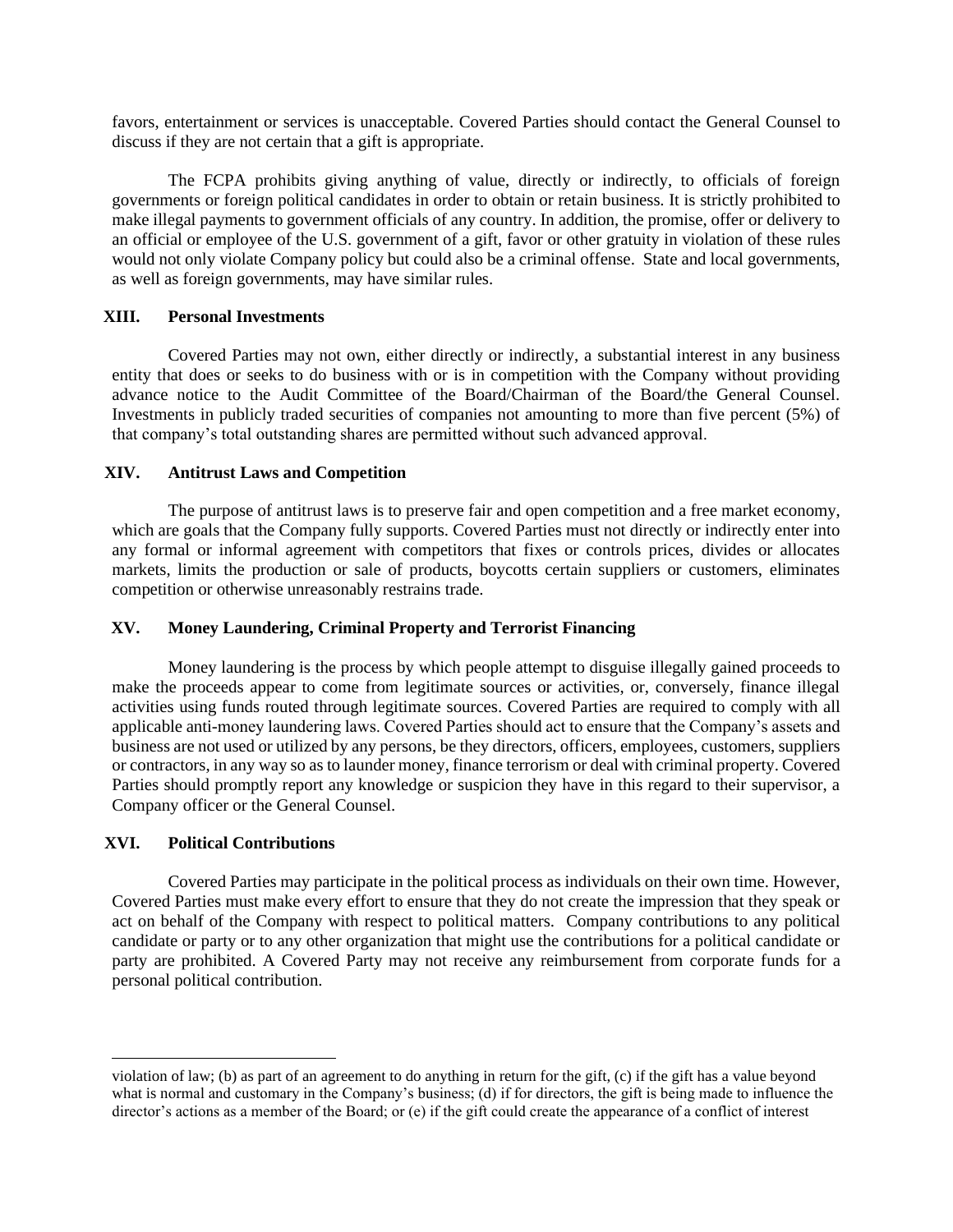favors, entertainment or services is unacceptable. Covered Parties should contact the General Counsel to discuss if they are not certain that a gift is appropriate.

The FCPA prohibits giving anything of value, directly or indirectly, to officials of foreign governments or foreign political candidates in order to obtain or retain business. It is strictly prohibited to make illegal payments to government officials of any country. In addition, the promise, offer or delivery to an official or employee of the U.S. government of a gift, favor or other gratuity in violation of these rules would not only violate Company policy but could also be a criminal offense. State and local governments, as well as foreign governments, may have similar rules.

## XIII. Personal Investments

Covered Parties may not own, either directly or indirectly, a substantial interest in any business entity that does or seeks to do business with or is in competition with the Company without providing advance notice to the Audit Committee of the Board/Chairman of the Board/the General Counsel. Investments in publicly traded securities of companies not amounting to more than five percent (5%) of that company's total outstanding shares are permitted without such advanced approval.

## XIV. Antitrust Laws and Competition

The purpose of antitrust laws is to preserve fair and open competition and a free market economy, which are goals that the Company fully supports. Covered Parties must not directly or indirectly enter into any formal or informal agreement with competitors that fixes or controls prices, divides or allocates markets, limits the production or sale of products, boycotts certain suppliers or customers, eliminates competition or otherwise unreasonably restrains trade.

## XV. Money Laundering, Criminal Property and Terrorist Financing

Money laundering is the process by which people attempt to disguise illegally gained proceeds to make the proceeds appear to come from legitimate sources or activities, or, conversely, finance illegal activities using funds routed through legitimate sources. Covered Parties are required to comply with all applicable anti-money laundering laws. Covered Parties should act to ensure that the Company's assets and business are not used or utilized by any persons, be they directors, officers, employees, customers, suppliers or contractors, in any way so as to launder money, finance terrorism or deal with criminal property. Covered Parties should promptly report any knowledge or suspicion they have in this regard to their supervisor, a Company officer or the General Counsel.

## XVI. Political Contributions

Covered Parties may participate in the political process as individuals on their own time. However, Covered Parties must make every effort to ensure that they do not create the impression that they speak or act on behalf of the Company with respect to political matters. Company contributions to any political candidate or party or to any other organization that might use the contributions for a political candidate or party are prohibited. A Covered Party may not receive any reimbursement from corporate funds for a personal political contribution.

---

violation of law; (b) as part of an agreement to do anything in return for the gift, (c) if the gift has a value beyond what is normal and customary in the Company's business; (d) if for directors, the gift is being made to influence the director's actions as a member of the Board; or (e) if the gift could create the appearance of a conflict of interest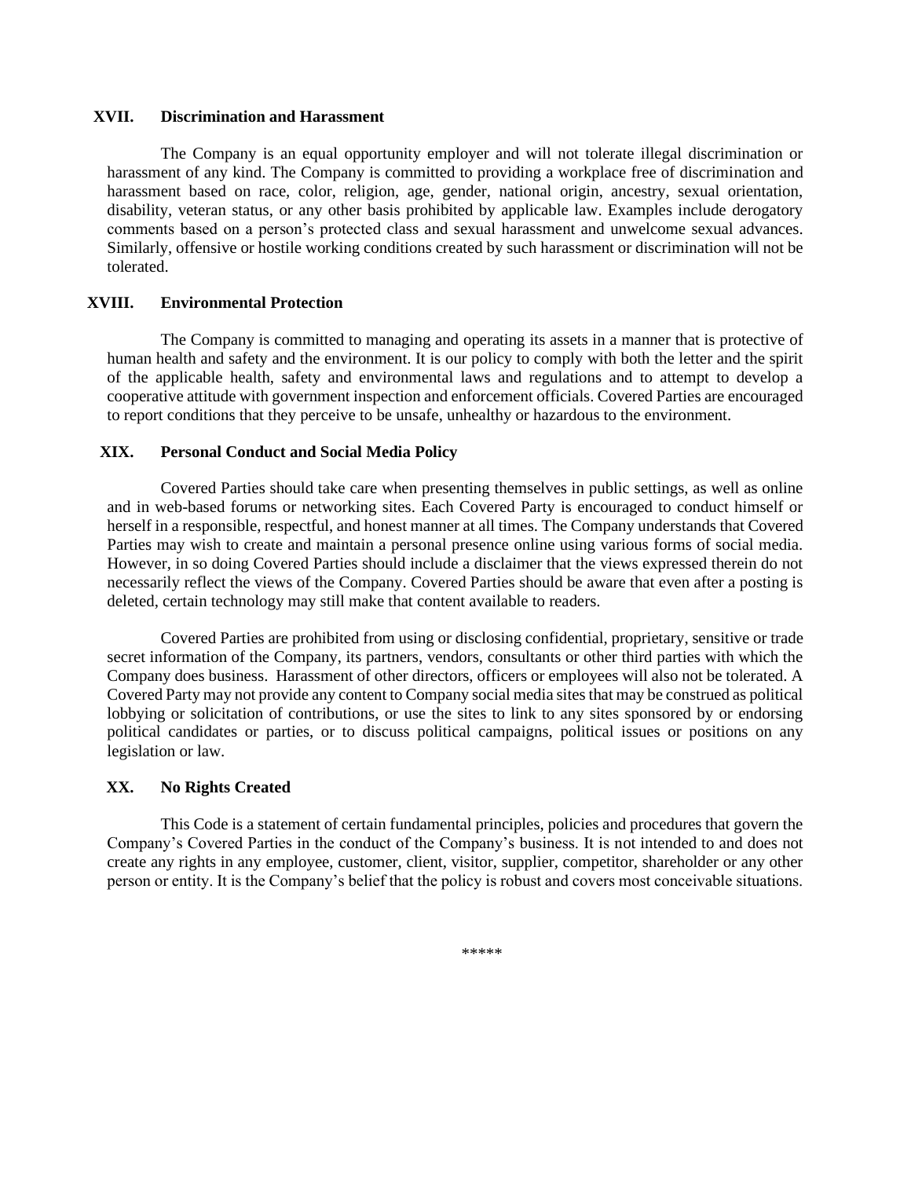## XVII. Discrimination and Harassment

The Company is an equal opportunity employer and will not tolerate illegal discrimination or harassment of any kind. The Company is committed to providing a workplace free of discrimination and harassment based on race, color, religion, age, gender, national origin, ancestry, sexual orientation, disability, veteran status, or any other basis prohibited by applicable law. Examples include derogatory comments based on a person's protected class and sexual harassment and unwelcome sexual advances. Similarly, offensive or hostile working conditions created by such harassment or discrimination will not be tolerated.

## XVIII. Environmental Protection

The Company is committed to managing and operating its assets in a manner that is protective of human health and safety and the environment. It is our policy to comply with both the letter and the spirit of the applicable health, safety and environmental laws and regulations and to attempt to develop a cooperative attitude with government inspection and enforcement officials. Covered Parties are encouraged to report conditions that they perceive to be unsafe, unhealthy or hazardous to the environment.

## XIX. Personal Conduct and Social Media Policy

Covered Parties should take care when presenting themselves in public settings, as well as online and in web-based forums or networking sites. Each Covered Party is encouraged to conduct himself or herself in a responsible, respectful, and honest manner at all times. The Company understands that Covered Parties may wish to create and maintain a personal presence online using various forms of social media. However, in so doing Covered Parties should include a disclaimer that the views expressed therein do not necessarily reflect the views of the Company. Covered Parties should be aware that even after a posting is deleted, certain technology may still make that content available to readers.

Covered Parties are prohibited from using or disclosing confidential, proprietary, sensitive or trade secret information of the Company, its partners, vendors, consultants or other third parties with which the Company does business. Harassment of other directors, officers or employees will also not be tolerated. A Covered Party may not provide any content to Company social media sites that may be construed as political lobbying or solicitation of contributions, or use the sites to link to any sites sponsored by or endorsing political candidates or parties, or to discuss political campaigns, political issues or positions on any legislation or law.

## XX. No Rights Created

This Code is a statement of certain fundamental principles, policies and procedures that govern the Company's Covered Parties in the conduct of the Company's business. It is not intended to and does not create any rights in any employee, customer, client, visitor, supplier, competitor, shareholder or any other person or entity. It is the Company's belief that the policy is robust and covers most conceivable situations.

*****